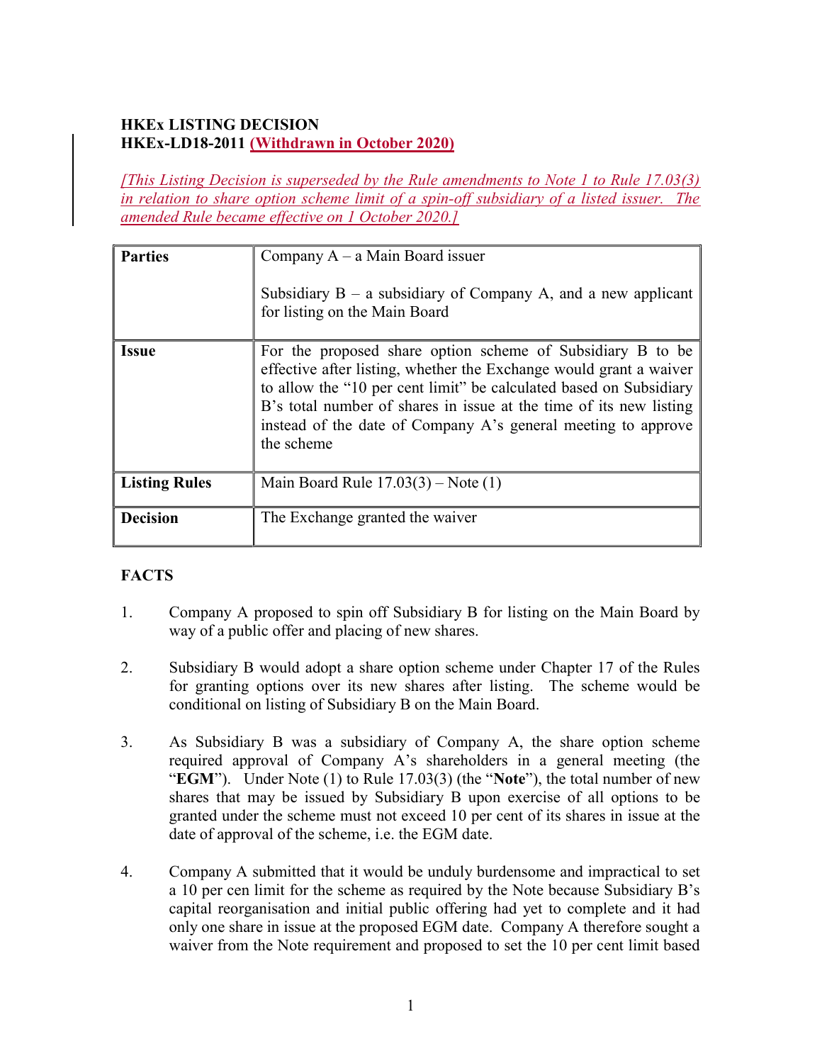**HKEx LISTING DECISION**
**HKEx-LD18-2011 (Withdrawn in October 2020)**

*[This Listing Decision is superseded by the Rule amendments to Note 1 to Rule 17.03(3) in relation to share option scheme limit of a spin-off subsidiary of a listed issuer. The amended Rule became effective on 1 October 2020.]*

| | |
|---|---|
| **Parties** | Company A – a Main Board issuer<br><br>Subsidiary B – a subsidiary of Company A, and a new applicant for listing on the Main Board |
| **Issue** | For the proposed share option scheme of Subsidiary B to be effective after listing, whether the Exchange would grant a waiver to allow the "10 per cent limit" be calculated based on Subsidiary B's total number of shares in issue at the time of its new listing instead of the date of Company A's general meeting to approve the scheme |
| **Listing Rules** | Main Board Rule 17.03(3) – Note (1) |
| **Decision** | The Exchange granted the waiver |

**FACTS**

1. Company A proposed to spin off Subsidiary B for listing on the Main Board by way of a public offer and placing of new shares.

2. Subsidiary B would adopt a share option scheme under Chapter 17 of the Rules for granting options over its new shares after listing. The scheme would be conditional on listing of Subsidiary B on the Main Board.

3. As Subsidiary B was a subsidiary of Company A, the share option scheme required approval of Company A's shareholders in a general meeting (the "**EGM**"). Under Note (1) to Rule 17.03(3) (the "**Note**"), the total number of new shares that may be issued by Subsidiary B upon exercise of all options to be granted under the scheme must not exceed 10 per cent of its shares in issue at the date of approval of the scheme, i.e. the EGM date.

4. Company A submitted that it would be unduly burdensome and impractical to set a 10 per cen limit for the scheme as required by the Note because Subsidiary B's capital reorganisation and initial public offering had yet to complete and it had only one share in issue at the proposed EGM date. Company A therefore sought a waiver from the Note requirement and proposed to set the 10 per cent limit based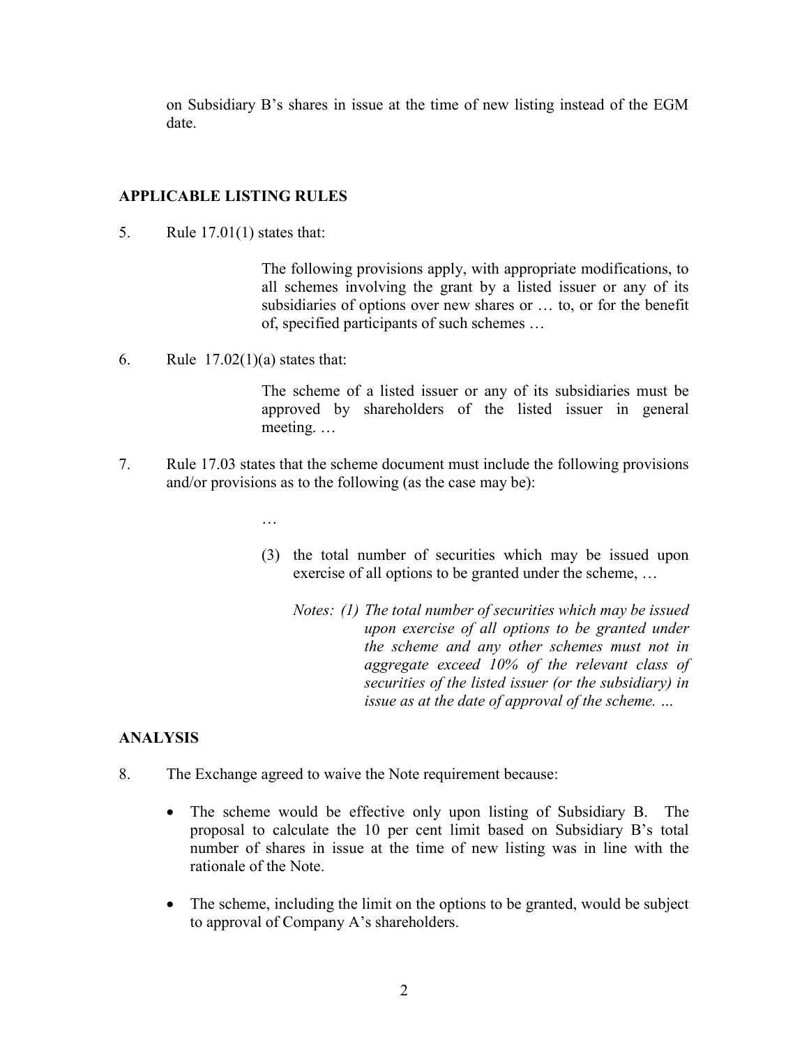on Subsidiary B's shares in issue at the time of new listing instead of the EGM date.

## APPLICABLE LISTING RULES

5. Rule 17.01(1) states that:

   > The following provisions apply, with appropriate modifications, to all schemes involving the grant by a listed issuer or any of its subsidiaries of options over new shares or … to, or for the benefit of, specified participants of such schemes …

6. Rule 17.02(1)(a) states that:

   > The scheme of a listed issuer or any of its subsidiaries must be approved by shareholders of the listed issuer in general meeting. …

7. Rule 17.03 states that the scheme document must include the following provisions and/or provisions as to the following (as the case may be):

   > …
   >
   > (3) the total number of securities which may be issued upon exercise of all options to be granted under the scheme, …
   >
   > *Notes: (1) The total number of securities which may be issued upon exercise of all options to be granted under the scheme and any other schemes must not in aggregate exceed 10% of the relevant class of securities of the listed issuer (or the subsidiary) in issue as at the date of approval of the scheme. …*

## ANALYSIS

8. The Exchange agreed to waive the Note requirement because:

   - The scheme would be effective only upon listing of Subsidiary B. The proposal to calculate the 10 per cent limit based on Subsidiary B's total number of shares in issue at the time of new listing was in line with the rationale of the Note.

   - The scheme, including the limit on the options to be granted, would be subject to approval of Company A's shareholders.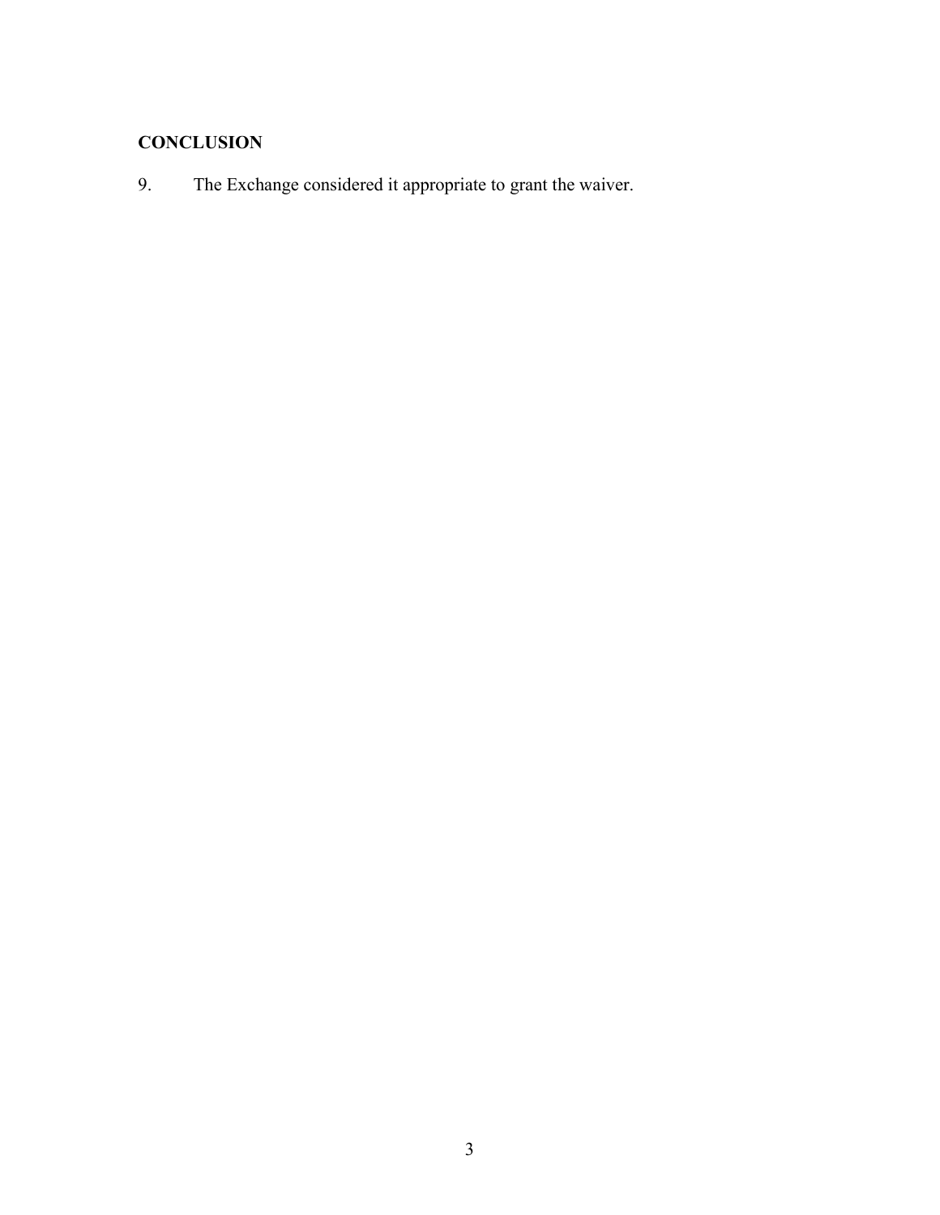**CONCLUSION**

9. The Exchange considered it appropriate to grant the waiver.